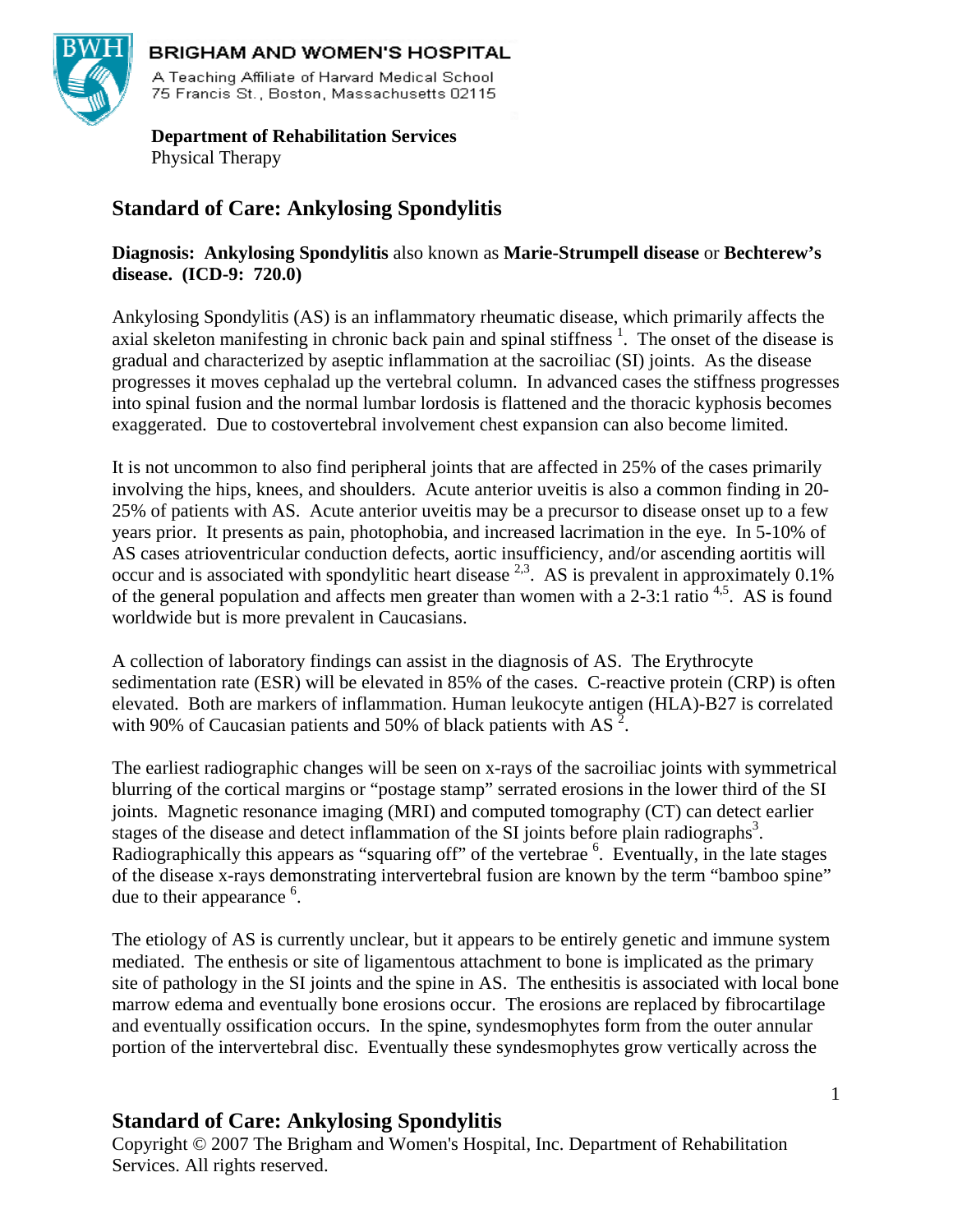**BRIGHAM AND WOMEN'S HOSPITAL**
A Teaching Affiliate of Harvard Medical School
75 Francis St., Boston, Massachusetts 02115

**Department of Rehabilitation Services**
Physical Therapy

# Standard of Care: Ankylosing Spondylitis

**Diagnosis: Ankylosing Spondylitis** also known as **Marie-Strumpell disease** or **Bechterew's disease. (ICD-9: 720.0)**

Ankylosing Spondylitis (AS) is an inflammatory rheumatic disease, which primarily affects the axial skeleton manifesting in chronic back pain and spinal stiffness [1]. The onset of the disease is gradual and characterized by aseptic inflammation at the sacroiliac (SI) joints. As the disease progresses it moves cephalad up the vertebral column. In advanced cases the stiffness progresses into spinal fusion and the normal lumbar lordosis is flattened and the thoracic kyphosis becomes exaggerated. Due to costovertebral involvement chest expansion can also become limited.

It is not uncommon to also find peripheral joints that are affected in 25% of the cases primarily involving the hips, knees, and shoulders. Acute anterior uveitis is also a common finding in 20-25% of patients with AS. Acute anterior uveitis may be a precursor to disease onset up to a few years prior. It presents as pain, photophobia, and increased lacrimation in the eye. In 5-10% of AS cases atrioventricular conduction defects, aortic insufficiency, and/or ascending aortitis will occur and is associated with spondylitic heart disease [2,3]. AS is prevalent in approximately 0.1% of the general population and affects men greater than women with a 2-3:1 ratio [4,5]. AS is found worldwide but is more prevalent in Caucasians.

A collection of laboratory findings can assist in the diagnosis of AS. The Erythrocyte sedimentation rate (ESR) will be elevated in 85% of the cases. C-reactive protein (CRP) is often elevated. Both are markers of inflammation. Human leukocyte antigen (HLA)-B27 is correlated with 90% of Caucasian patients and 50% of black patients with AS [2].

The earliest radiographic changes will be seen on x-rays of the sacroiliac joints with symmetrical blurring of the cortical margins or "postage stamp" serrated erosions in the lower third of the SI joints. Magnetic resonance imaging (MRI) and computed tomography (CT) can detect earlier stages of the disease and detect inflammation of the SI joints before plain radiographs[3]. Radiographically this appears as "squaring off" of the vertebrae [6]. Eventually, in the late stages of the disease x-rays demonstrating intervertebral fusion are known by the term "bamboo spine" due to their appearance [6].

The etiology of AS is currently unclear, but it appears to be entirely genetic and immune system mediated. The enthesis or site of ligamentous attachment to bone is implicated as the primary site of pathology in the SI joints and the spine in AS. The enthesitis is associated with local bone marrow edema and eventually bone erosions occur. The erosions are replaced by fibrocartilage and eventually ossification occurs. In the spine, syndesmophytes form from the outer annular portion of the intervertebral disc. Eventually these syndesmophytes grow vertically across the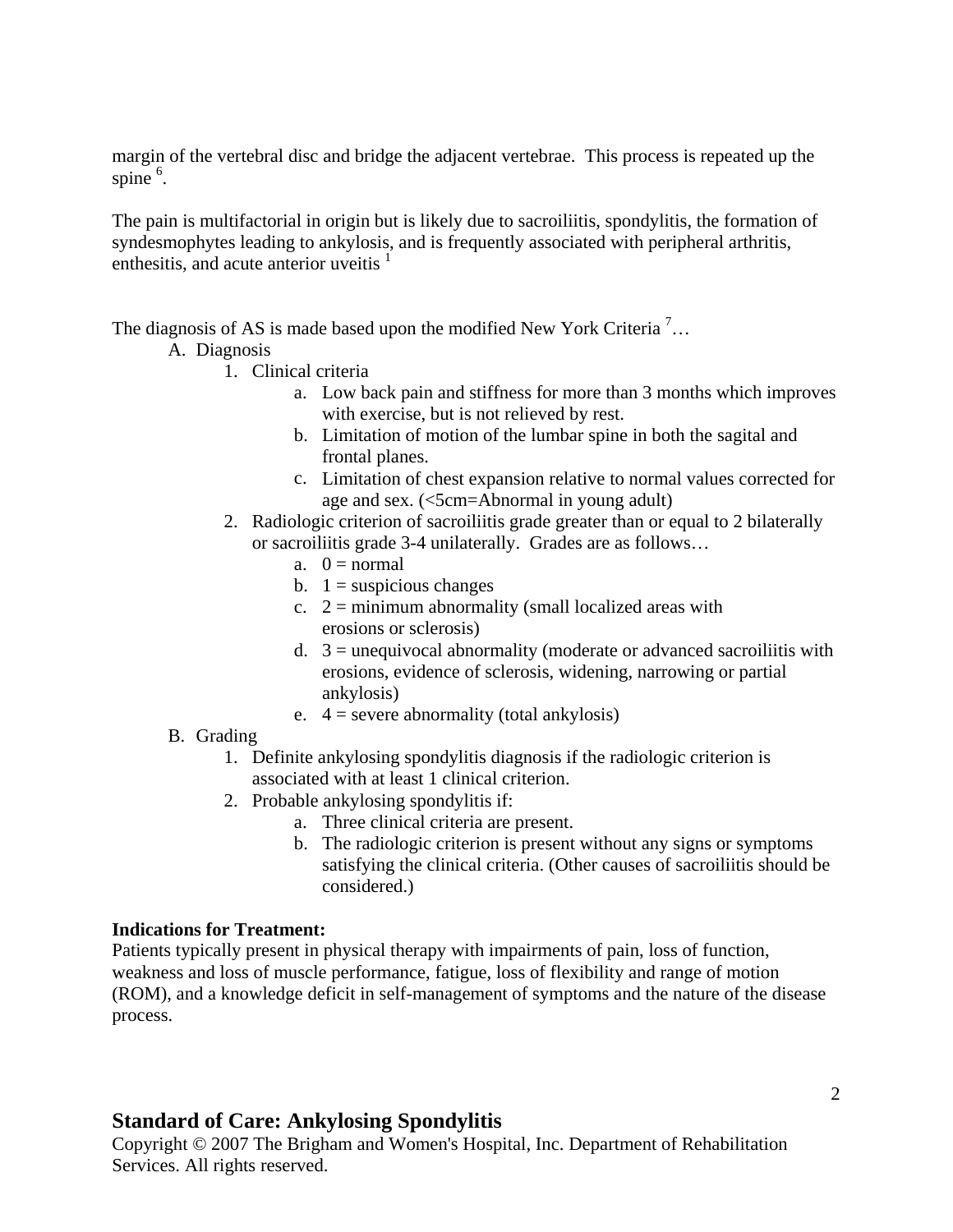margin of the vertebral disc and bridge the adjacent vertebrae. This process is repeated up the spine [6].

The pain is multifactorial in origin but is likely due to sacroiliitis, spondylitis, the formation of syndesmophytes leading to ankylosis, and is frequently associated with peripheral arthritis, enthesitis, and acute anterior uveitis [1]

The diagnosis of AS is made based upon the modified New York Criteria [7]…

A. Diagnosis
   1. Clinical criteria
      a. Low back pain and stiffness for more than 3 months which improves with exercise, but is not relieved by rest.
      b. Limitation of motion of the lumbar spine in both the sagital and frontal planes.
      c. Limitation of chest expansion relative to normal values corrected for age and sex. (<5cm=Abnormal in young adult)
   2. Radiologic criterion of sacroiliitis grade greater than or equal to 2 bilaterally or sacroiliitis grade 3-4 unilaterally. Grades are as follows…
      a. 0 = normal
      b. 1 = suspicious changes
      c. 2 = minimum abnormality (small localized areas with erosions or sclerosis)
      d. 3 = unequivocal abnormality (moderate or advanced sacroiliitis with erosions, evidence of sclerosis, widening, narrowing or partial ankylosis)
      e. 4 = severe abnormality (total ankylosis)

B. Grading
   1. Definite ankylosing spondylitis diagnosis if the radiologic criterion is associated with at least 1 clinical criterion.
   2. Probable ankylosing spondylitis if:
      a. Three clinical criteria are present.
      b. The radiologic criterion is present without any signs or symptoms satisfying the clinical criteria. (Other causes of sacroiliitis should be considered.)

**Indications for Treatment:**
Patients typically present in physical therapy with impairments of pain, loss of function, weakness and loss of muscle performance, fatigue, loss of flexibility and range of motion (ROM), and a knowledge deficit in self-management of symptoms and the nature of the disease process.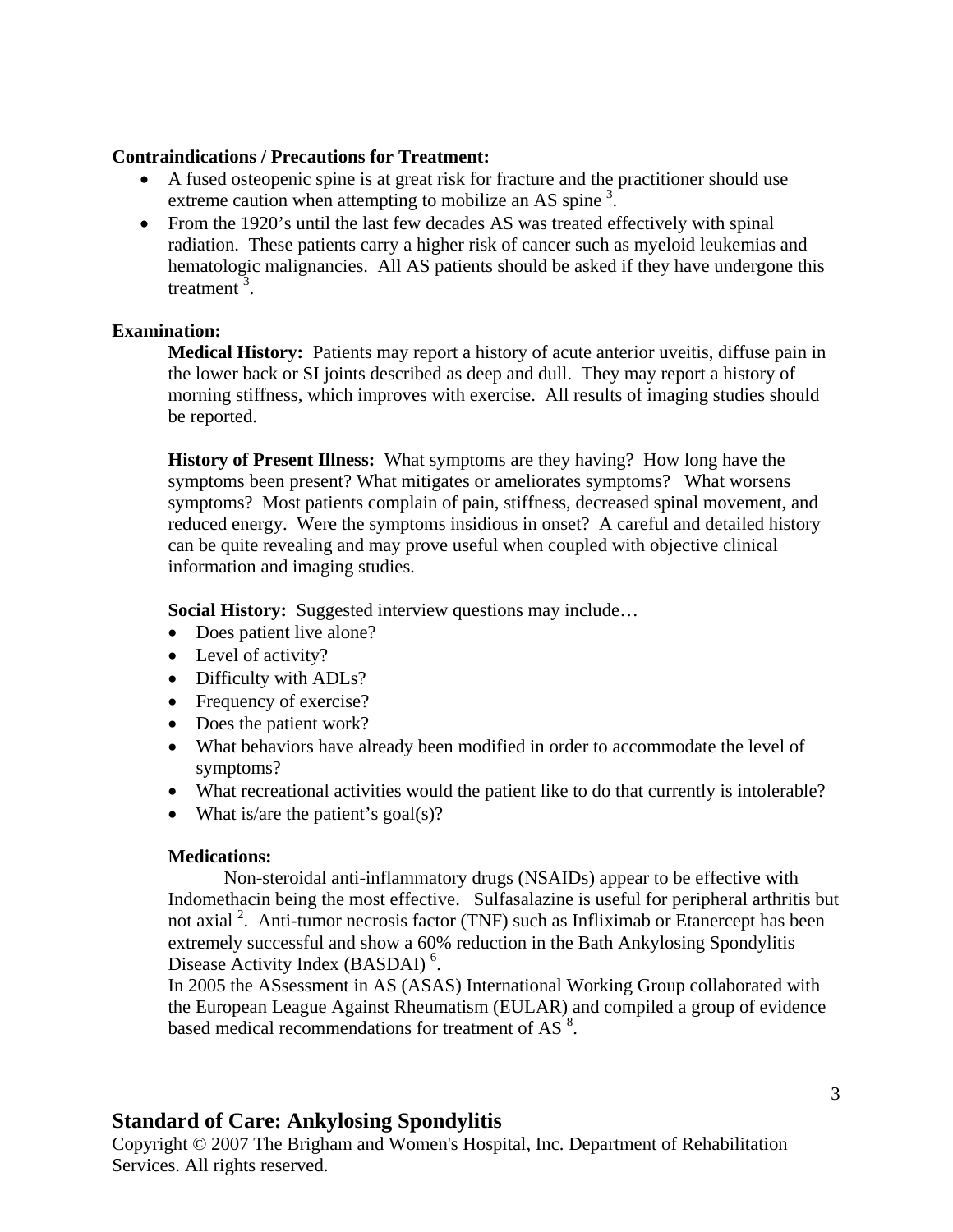**Contraindications / Precautions for Treatment:**

- A fused osteopenic spine is at great risk for fracture and the practitioner should use extreme caution when attempting to mobilize an AS spine [3].
- From the 1920's until the last few decades AS was treated effectively with spinal radiation. These patients carry a higher risk of cancer such as myeloid leukemias and hematologic malignancies. All AS patients should be asked if they have undergone this treatment [3].

**Examination:**

**Medical History:** Patients may report a history of acute anterior uveitis, diffuse pain in the lower back or SI joints described as deep and dull. They may report a history of morning stiffness, which improves with exercise. All results of imaging studies should be reported.

**History of Present Illness:** What symptoms are they having? How long have the symptoms been present? What mitigates or ameliorates symptoms? What worsens symptoms? Most patients complain of pain, stiffness, decreased spinal movement, and reduced energy. Were the symptoms insidious in onset? A careful and detailed history can be quite revealing and may prove useful when coupled with objective clinical information and imaging studies.

**Social History:** Suggested interview questions may include…

- Does patient live alone?
- Level of activity?
- Difficulty with ADLs?
- Frequency of exercise?
- Does the patient work?
- What behaviors have already been modified in order to accommodate the level of symptoms?
- What recreational activities would the patient like to do that currently is intolerable?
- What is/are the patient's goal(s)?

**Medications:**

Non-steroidal anti-inflammatory drugs (NSAIDs) appear to be effective with Indomethacin being the most effective. Sulfasalazine is useful for peripheral arthritis but not axial [2]. Anti-tumor necrosis factor (TNF) such as Infliximab or Etanercept has been extremely successful and show a 60% reduction in the Bath Ankylosing Spondylitis Disease Activity Index (BASDAI) [6].

In 2005 the ASsessment in AS (ASAS) International Working Group collaborated with the European League Against Rheumatism (EULAR) and compiled a group of evidence based medical recommendations for treatment of AS [8].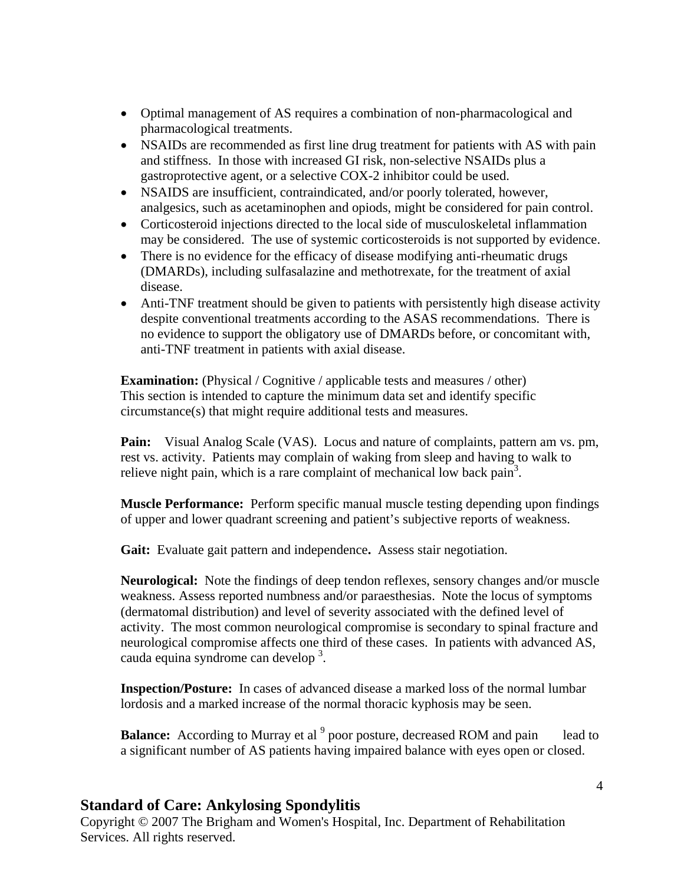- Optimal management of AS requires a combination of non-pharmacological and pharmacological treatments.
- NSAIDs are recommended as first line drug treatment for patients with AS with pain and stiffness. In those with increased GI risk, non-selective NSAIDs plus a gastroprotective agent, or a selective COX-2 inhibitor could be used.
- NSAIDS are insufficient, contraindicated, and/or poorly tolerated, however, analgesics, such as acetaminophen and opiods, might be considered for pain control.
- Corticosteroid injections directed to the local side of musculoskeletal inflammation may be considered. The use of systemic corticosteroids is not supported by evidence.
- There is no evidence for the efficacy of disease modifying anti-rheumatic drugs (DMARDs), including sulfasalazine and methotrexate, for the treatment of axial disease.
- Anti-TNF treatment should be given to patients with persistently high disease activity despite conventional treatments according to the ASAS recommendations. There is no evidence to support the obligatory use of DMARDs before, or concomitant with, anti-TNF treatment in patients with axial disease.

**Examination:** (Physical / Cognitive / applicable tests and measures / other)
This section is intended to capture the minimum data set and identify specific circumstance(s) that might require additional tests and measures.

**Pain:** Visual Analog Scale (VAS). Locus and nature of complaints, pattern am vs. pm, rest vs. activity. Patients may complain of waking from sleep and having to walk to relieve night pain, which is a rare complaint of mechanical low back pain[3].

**Muscle Performance:** Perform specific manual muscle testing depending upon findings of upper and lower quadrant screening and patient's subjective reports of weakness.

**Gait:** Evaluate gait pattern and independence**.** Assess stair negotiation.

**Neurological:** Note the findings of deep tendon reflexes, sensory changes and/or muscle weakness. Assess reported numbness and/or paraesthesias. Note the locus of symptoms (dermatomal distribution) and level of severity associated with the defined level of activity. The most common neurological compromise is secondary to spinal fracture and neurological compromise affects one third of these cases. In patients with advanced AS, cauda equina syndrome can develop [3].

**Inspection/Posture:** In cases of advanced disease a marked loss of the normal lumbar lordosis and a marked increase of the normal thoracic kyphosis may be seen.

**Balance:** According to Murray et al [9] poor posture, decreased ROM and pain lead to a significant number of AS patients having impaired balance with eyes open or closed.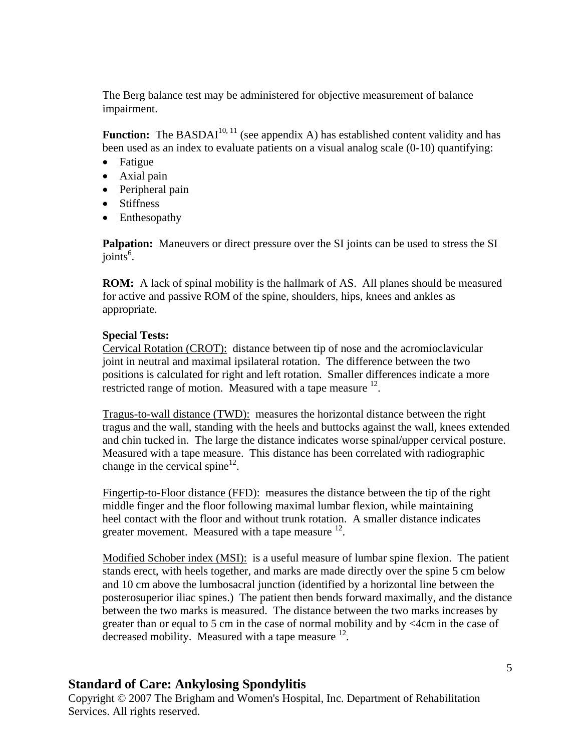The Berg balance test may be administered for objective measurement of balance impairment.

**Function:** The BASDAI[10, 11] (see appendix A) has established content validity and has been used as an index to evaluate patients on a visual analog scale (0-10) quantifying:

- Fatigue
- Axial pain
- Peripheral pain
- Stiffness
- Enthesopathy

**Palpation:** Maneuvers or direct pressure over the SI joints can be used to stress the SI joints[6].

**ROM:** A lack of spinal mobility is the hallmark of AS. All planes should be measured for active and passive ROM of the spine, shoulders, hips, knees and ankles as appropriate.

**Special Tests:**

Cervical Rotation (CROT): distance between tip of nose and the acromioclavicular joint in neutral and maximal ipsilateral rotation. The difference between the two positions is calculated for right and left rotation. Smaller differences indicate a more restricted range of motion. Measured with a tape measure [12].

Tragus-to-wall distance (TWD): measures the horizontal distance between the right tragus and the wall, standing with the heels and buttocks against the wall, knees extended and chin tucked in. The large the distance indicates worse spinal/upper cervical posture. Measured with a tape measure. This distance has been correlated with radiographic change in the cervical spine[12].

Fingertip-to-Floor distance (FFD): measures the distance between the tip of the right middle finger and the floor following maximal lumbar flexion, while maintaining heel contact with the floor and without trunk rotation. A smaller distance indicates greater movement. Measured with a tape measure [12].

Modified Schober index (MSI): is a useful measure of lumbar spine flexion. The patient stands erect, with heels together, and marks are made directly over the spine 5 cm below and 10 cm above the lumbosacral junction (identified by a horizontal line between the posterosuperior iliac spines.) The patient then bends forward maximally, and the distance between the two marks is measured. The distance between the two marks increases by greater than or equal to 5 cm in the case of normal mobility and by <4cm in the case of decreased mobility. Measured with a tape measure [12].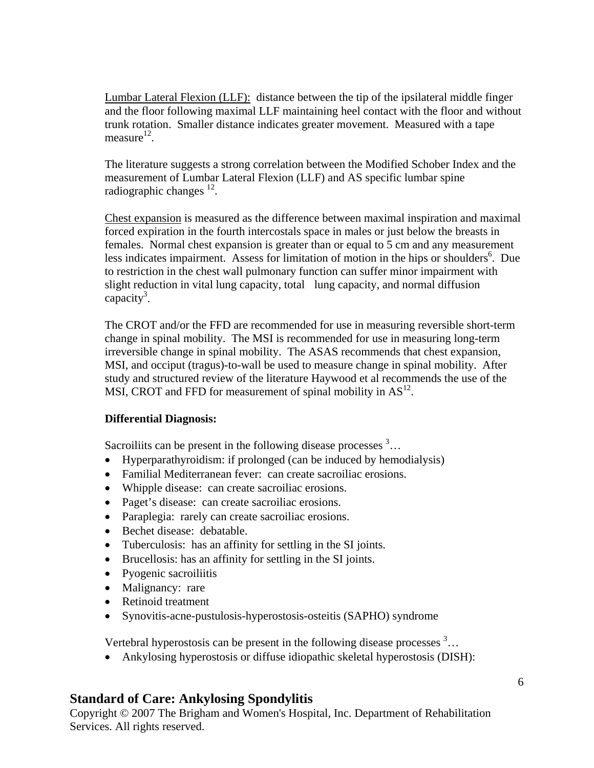Lumbar Lateral Flexion (LLF): distance between the tip of the ipsilateral middle finger and the floor following maximal LLF maintaining heel contact with the floor and without trunk rotation. Smaller distance indicates greater movement. Measured with a tape measure[12].

The literature suggests a strong correlation between the Modified Schober Index and the measurement of Lumbar Lateral Flexion (LLF) and AS specific lumbar spine radiographic changes [12].

Chest expansion is measured as the difference between maximal inspiration and maximal forced expiration in the fourth intercostals space in males or just below the breasts in females. Normal chest expansion is greater than or equal to 5 cm and any measurement less indicates impairment. Assess for limitation of motion in the hips or shoulders[6]. Due to restriction in the chest wall pulmonary function can suffer minor impairment with slight reduction in vital lung capacity, total lung capacity, and normal diffusion capacity[3].

The CROT and/or the FFD are recommended for use in measuring reversible short-term change in spinal mobility. The MSI is recommended for use in measuring long-term irreversible change in spinal mobility. The ASAS recommends that chest expansion, MSI, and occiput (tragus)-to-wall be used to measure change in spinal mobility. After study and structured review of the literature Haywood et al recommends the use of the MSI, CROT and FFD for measurement of spinal mobility in AS[12].

**Differential Diagnosis:**

Sacroiliits can be present in the following disease processes [3]…

- Hyperparathyroidism: if prolonged (can be induced by hemodialysis)
- Familial Mediterranean fever: can create sacroiliac erosions.
- Whipple disease: can create sacroiliac erosions.
- Paget's disease: can create sacroiliac erosions.
- Paraplegia: rarely can create sacroiliac erosions.
- Bechet disease: debatable.
- Tuberculosis: has an affinity for settling in the SI joints.
- Brucellosis: has an affinity for settling in the SI joints.
- Pyogenic sacroiliitis
- Malignancy: rare
- Retinoid treatment
- Synovitis-acne-pustulosis-hyperostosis-osteitis (SAPHO) syndrome

Vertebral hyperostosis can be present in the following disease processes [3]…

- Ankylosing hyperostosis or diffuse idiopathic skeletal hyperostosis (DISH):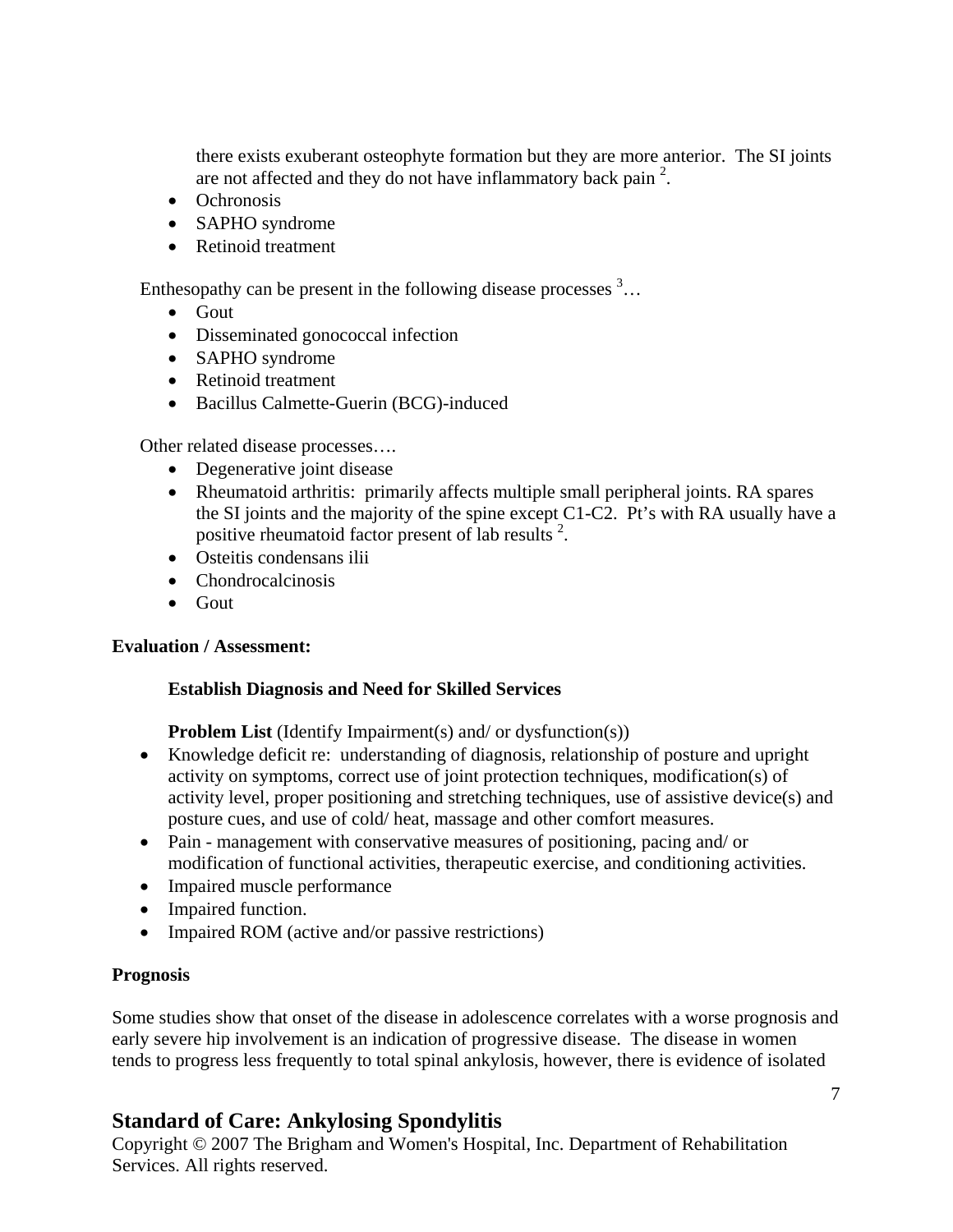there exists exuberant osteophyte formation but they are more anterior. The SI joints are not affected and they do not have inflammatory back pain [2].

- Ochronosis
- SAPHO syndrome
- Retinoid treatment

Enthesopathy can be present in the following disease processes [3]…

- Gout
- Disseminated gonococcal infection
- SAPHO syndrome
- Retinoid treatment
- Bacillus Calmette-Guerin (BCG)-induced

Other related disease processes….

- Degenerative joint disease
- Rheumatoid arthritis: primarily affects multiple small peripheral joints. RA spares the SI joints and the majority of the spine except C1-C2. Pt's with RA usually have a positive rheumatoid factor present of lab results [2].
- Osteitis condensans ilii
- Chondrocalcinosis
- Gout

**Evaluation / Assessment:**

**Establish Diagnosis and Need for Skilled Services**

**Problem List** (Identify Impairment(s) and/ or dysfunction(s))

- Knowledge deficit re: understanding of diagnosis, relationship of posture and upright activity on symptoms, correct use of joint protection techniques, modification(s) of activity level, proper positioning and stretching techniques, use of assistive device(s) and posture cues, and use of cold/ heat, massage and other comfort measures.
- Pain - management with conservative measures of positioning, pacing and/ or modification of functional activities, therapeutic exercise, and conditioning activities.
- Impaired muscle performance
- Impaired function.
- Impaired ROM (active and/or passive restrictions)

**Prognosis**

Some studies show that onset of the disease in adolescence correlates with a worse prognosis and early severe hip involvement is an indication of progressive disease. The disease in women tends to progress less frequently to total spinal ankylosis, however, there is evidence of isolated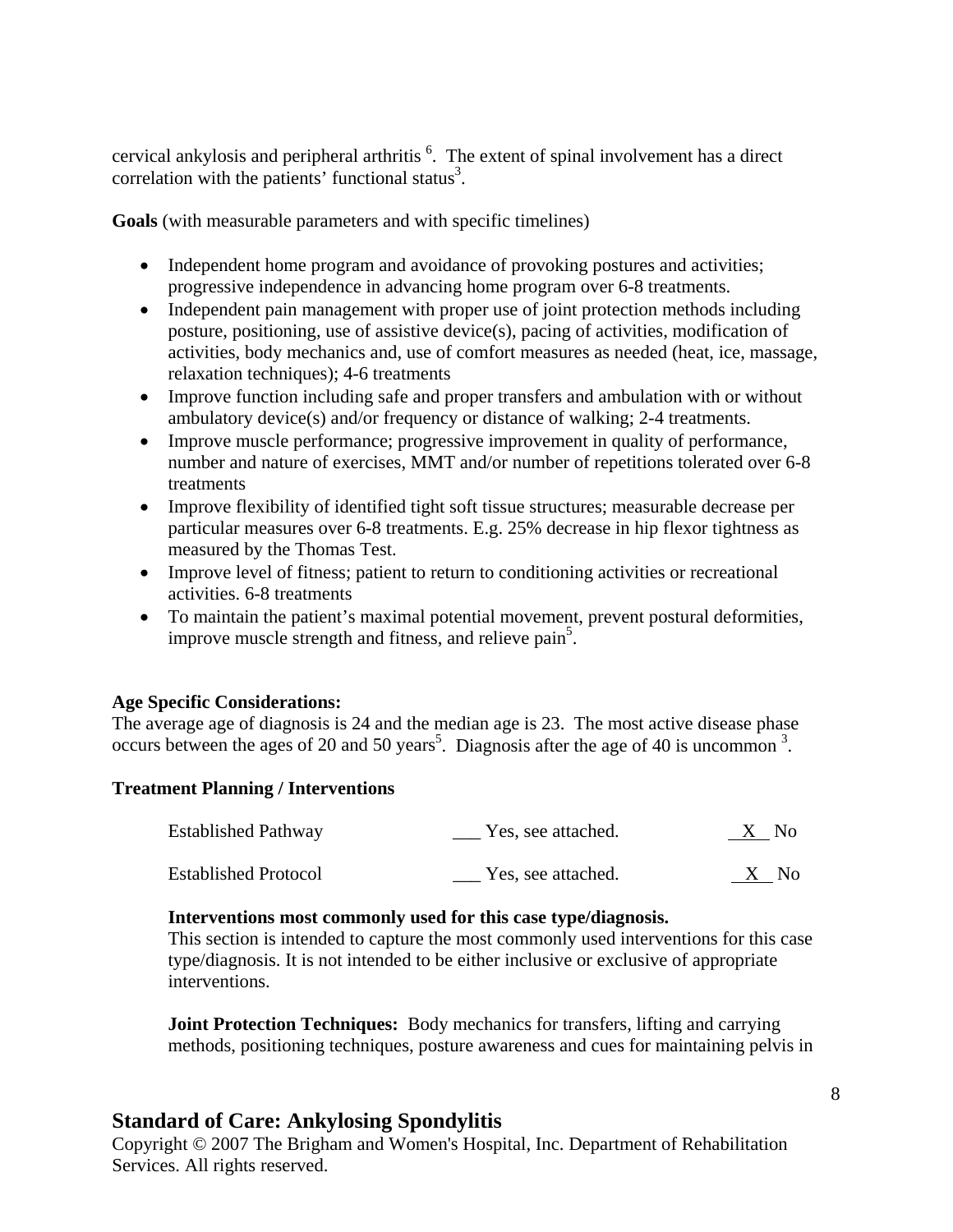cervical ankylosis and peripheral arthritis [6]. The extent of spinal involvement has a direct correlation with the patients' functional status[3].

**Goals** (with measurable parameters and with specific timelines)

- Independent home program and avoidance of provoking postures and activities; progressive independence in advancing home program over 6-8 treatments.
- Independent pain management with proper use of joint protection methods including posture, positioning, use of assistive device(s), pacing of activities, modification of activities, body mechanics and, use of comfort measures as needed (heat, ice, massage, relaxation techniques); 4-6 treatments
- Improve function including safe and proper transfers and ambulation with or without ambulatory device(s) and/or frequency or distance of walking; 2-4 treatments.
- Improve muscle performance; progressive improvement in quality of performance, number and nature of exercises, MMT and/or number of repetitions tolerated over 6-8 treatments
- Improve flexibility of identified tight soft tissue structures; measurable decrease per particular measures over 6-8 treatments. E.g. 25% decrease in hip flexor tightness as measured by the Thomas Test.
- Improve level of fitness; patient to return to conditioning activities or recreational activities. 6-8 treatments
- To maintain the patient's maximal potential movement, prevent postural deformities, improve muscle strength and fitness, and relieve pain[5].

**Age Specific Considerations:**
The average age of diagnosis is 24 and the median age is 23. The most active disease phase occurs between the ages of 20 and 50 years[5]. Diagnosis after the age of 40 is uncommon [3].

**Treatment Planning / Interventions**

| | | |
|---|---|---|
| Established Pathway | ___ Yes, see attached. | _X_ No |
| Established Protocol | ___ Yes, see attached. | _X_ No |

**Interventions most commonly used for this case type/diagnosis.**
This section is intended to capture the most commonly used interventions for this case type/diagnosis. It is not intended to be either inclusive or exclusive of appropriate interventions.

**Joint Protection Techniques:** Body mechanics for transfers, lifting and carrying methods, positioning techniques, posture awareness and cues for maintaining pelvis in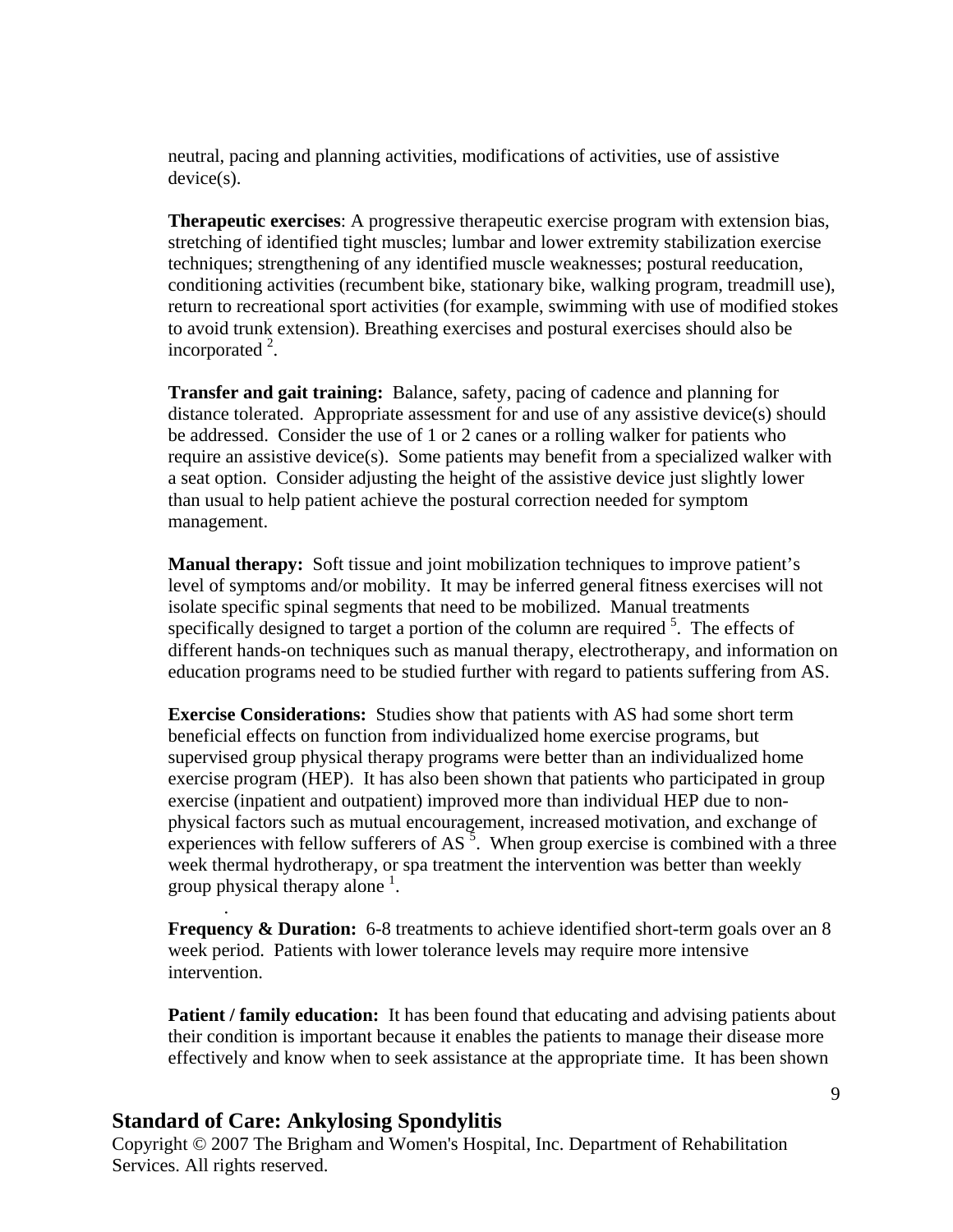neutral, pacing and planning activities, modifications of activities, use of assistive device(s).

**Therapeutic exercises**: A progressive therapeutic exercise program with extension bias, stretching of identified tight muscles; lumbar and lower extremity stabilization exercise techniques; strengthening of any identified muscle weaknesses; postural reeducation, conditioning activities (recumbent bike, stationary bike, walking program, treadmill use), return to recreational sport activities (for example, swimming with use of modified stokes to avoid trunk extension). Breathing exercises and postural exercises should also be incorporated [2].

**Transfer and gait training:** Balance, safety, pacing of cadence and planning for distance tolerated. Appropriate assessment for and use of any assistive device(s) should be addressed. Consider the use of 1 or 2 canes or a rolling walker for patients who require an assistive device(s). Some patients may benefit from a specialized walker with a seat option. Consider adjusting the height of the assistive device just slightly lower than usual to help patient achieve the postural correction needed for symptom management.

**Manual therapy:** Soft tissue and joint mobilization techniques to improve patient's level of symptoms and/or mobility. It may be inferred general fitness exercises will not isolate specific spinal segments that need to be mobilized. Manual treatments specifically designed to target a portion of the column are required [5]. The effects of different hands-on techniques such as manual therapy, electrotherapy, and information on education programs need to be studied further with regard to patients suffering from AS.

**Exercise Considerations:** Studies show that patients with AS had some short term beneficial effects on function from individualized home exercise programs, but supervised group physical therapy programs were better than an individualized home exercise program (HEP). It has also been shown that patients who participated in group exercise (inpatient and outpatient) improved more than individual HEP due to non-physical factors such as mutual encouragement, increased motivation, and exchange of experiences with fellow sufferers of AS [5]. When group exercise is combined with a three week thermal hydrotherapy, or spa treatment the intervention was better than weekly group physical therapy alone [1].

**Frequency & Duration:** 6-8 treatments to achieve identified short-term goals over an 8 week period. Patients with lower tolerance levels may require more intensive intervention.

**Patient / family education:** It has been found that educating and advising patients about their condition is important because it enables the patients to manage their disease more effectively and know when to seek assistance at the appropriate time. It has been shown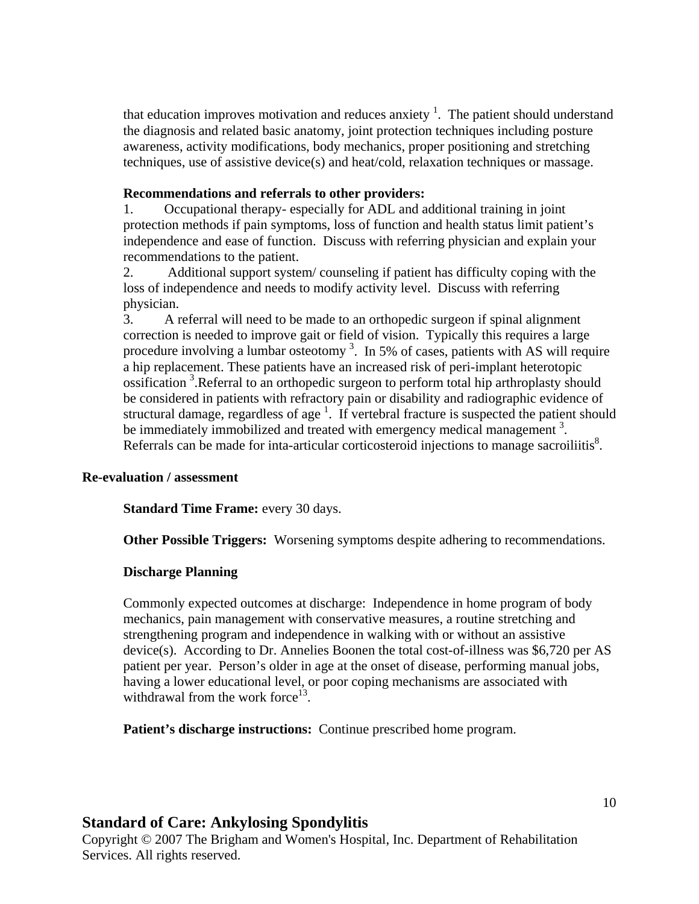that education improves motivation and reduces anxiety [1]. The patient should understand the diagnosis and related basic anatomy, joint protection techniques including posture awareness, activity modifications, body mechanics, proper positioning and stretching techniques, use of assistive device(s) and heat/cold, relaxation techniques or massage.

**Recommendations and referrals to other providers:**

1. Occupational therapy- especially for ADL and additional training in joint protection methods if pain symptoms, loss of function and health status limit patient's independence and ease of function. Discuss with referring physician and explain your recommendations to the patient.
2. Additional support system/ counseling if patient has difficulty coping with the loss of independence and needs to modify activity level. Discuss with referring physician.
3. A referral will need to be made to an orthopedic surgeon if spinal alignment correction is needed to improve gait or field of vision. Typically this requires a large procedure involving a lumbar osteotomy [3]. In 5% of cases, patients with AS will require a hip replacement. These patients have an increased risk of peri-implant heterotopic ossification [3].Referral to an orthopedic surgeon to perform total hip arthroplasty should be considered in patients with refractory pain or disability and radiographic evidence of structural damage, regardless of age [1]. If vertebral fracture is suspected the patient should be immediately immobilized and treated with emergency medical management [3]. Referrals can be made for inta-articular corticosteroid injections to manage sacroiliitis[8].

**Re-evaluation / assessment**

**Standard Time Frame:** every 30 days.

**Other Possible Triggers:** Worsening symptoms despite adhering to recommendations.

**Discharge Planning**

Commonly expected outcomes at discharge: Independence in home program of body mechanics, pain management with conservative measures, a routine stretching and strengthening program and independence in walking with or without an assistive device(s). According to Dr. Annelies Boonen the total cost-of-illness was $6,720 per AS patient per year. Person's older in age at the onset of disease, performing manual jobs, having a lower educational level, or poor coping mechanisms are associated with withdrawal from the work force[13].

**Patient's discharge instructions:** Continue prescribed home program.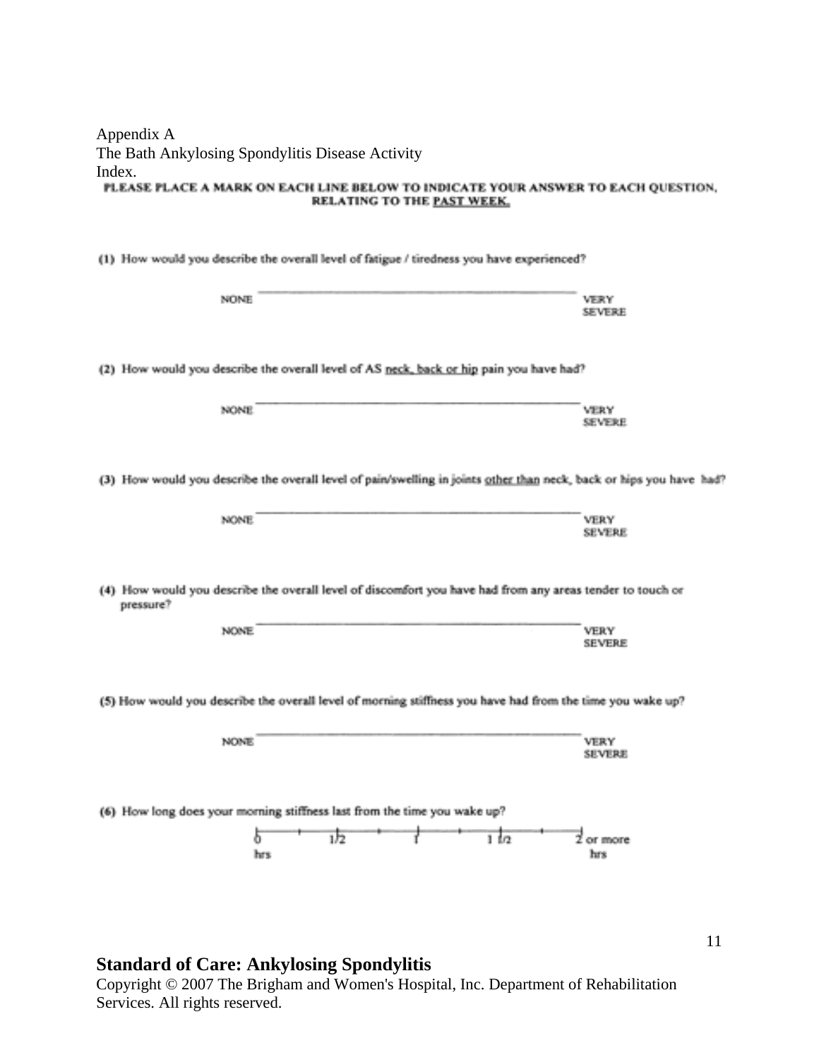Appendix A
The Bath Ankylosing Spondylitis Disease Activity Index.

**PLEASE PLACE A MARK ON EACH LINE BELOW TO INDICATE YOUR ANSWER TO EACH QUESTION, RELATING TO THE <u>PAST WEEK.</u>**

(1) How would you describe the overall level of fatigue / tiredness you have experienced?

NONE ________________________________________ VERY SEVERE

(2) How would you describe the overall level of AS <u>neck, back or hip</u> pain you have had?

NONE ________________________________________ VERY SEVERE

(3) How would you describe the overall level of pain/swelling in joints <u>other than</u> neck, back or hips you have had?

NONE ________________________________________ VERY SEVERE

(4) How would you describe the overall level of discomfort you have had from any areas tender to touch or pressure?

NONE ________________________________________ VERY SEVERE

(5) How would you describe the overall level of morning stiffness you have had from the time you wake up?

NONE ________________________________________ VERY SEVERE

(6) How long does your morning stiffness last from the time you wake up?

0 hrs ——— 1/2 ——— 1 ——— 1 1/2 ——— 2 or more hrs

**Standard of Care: Ankylosing Spondylitis**
Copyright © 2007 The Brigham and Women's Hospital, Inc. Department of Rehabilitation Services. All rights reserved.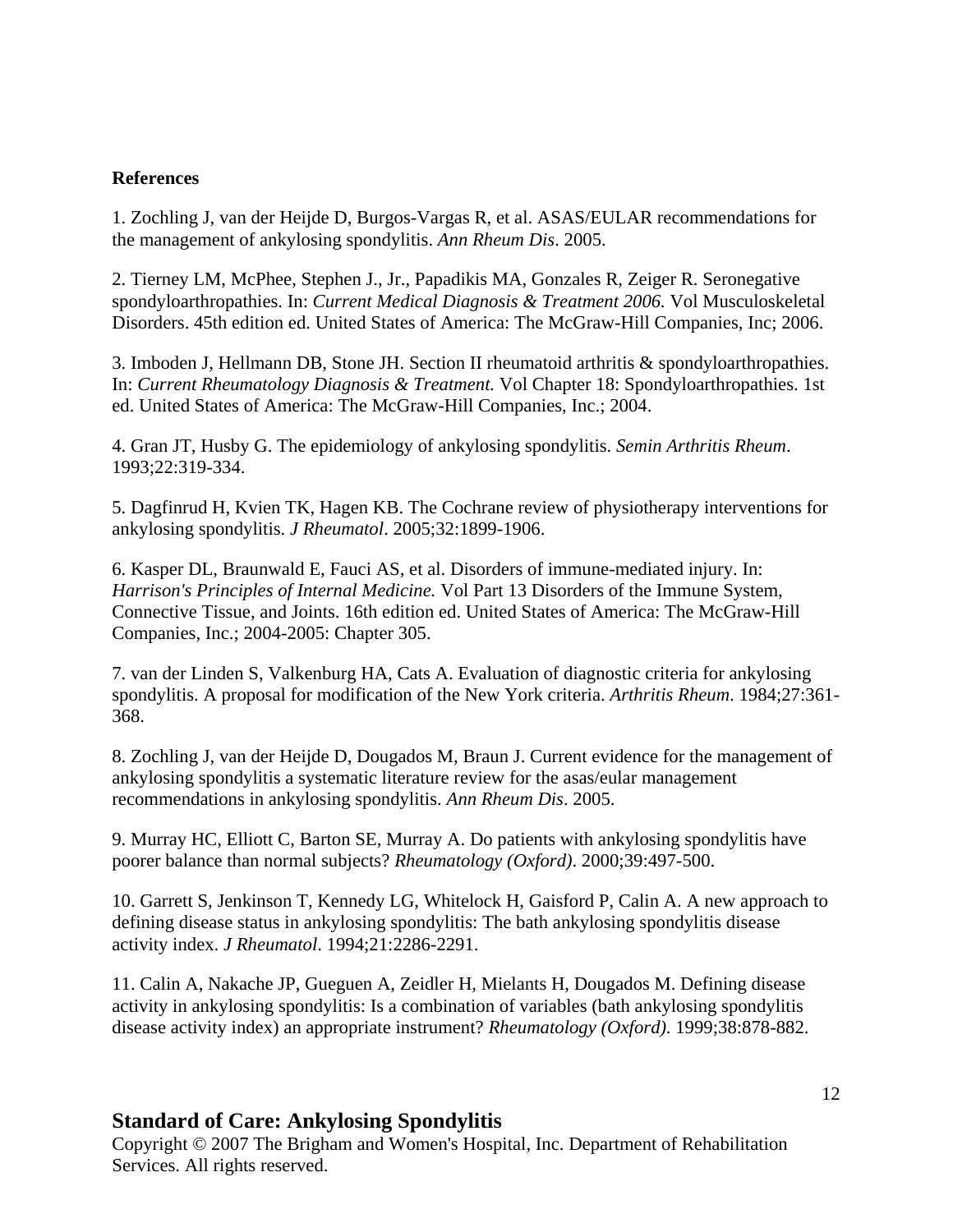**References**

1. Zochling J, van der Heijde D, Burgos-Vargas R, et al. ASAS/EULAR recommendations for the management of ankylosing spondylitis. *Ann Rheum Dis*. 2005.

2. Tierney LM, McPhee, Stephen J., Jr., Papadikis MA, Gonzales R, Zeiger R. Seronegative spondyloarthropathies. In: *Current Medical Diagnosis & Treatment 2006.* Vol Musculoskeletal Disorders. 45th edition ed. United States of America: The McGraw-Hill Companies, Inc; 2006.

3. Imboden J, Hellmann DB, Stone JH. Section II rheumatoid arthritis & spondyloarthropathies. In: *Current Rheumatology Diagnosis & Treatment.* Vol Chapter 18: Spondyloarthropathies. 1st ed. United States of America: The McGraw-Hill Companies, Inc.; 2004.

4. Gran JT, Husby G. The epidemiology of ankylosing spondylitis. *Semin Arthritis Rheum*. 1993;22:319-334.

5. Dagfinrud H, Kvien TK, Hagen KB. The Cochrane review of physiotherapy interventions for ankylosing spondylitis. *J Rheumatol*. 2005;32:1899-1906.

6. Kasper DL, Braunwald E, Fauci AS, et al. Disorders of immune-mediated injury. In: *Harrison's Principles of Internal Medicine.* Vol Part 13 Disorders of the Immune System, Connective Tissue, and Joints. 16th edition ed. United States of America: The McGraw-Hill Companies, Inc.; 2004-2005: Chapter 305.

7. van der Linden S, Valkenburg HA, Cats A. Evaluation of diagnostic criteria for ankylosing spondylitis. A proposal for modification of the New York criteria. *Arthritis Rheum*. 1984;27:361-368.

8. Zochling J, van der Heijde D, Dougados M, Braun J. Current evidence for the management of ankylosing spondylitis a systematic literature review for the asas/eular management recommendations in ankylosing spondylitis. *Ann Rheum Dis*. 2005.

9. Murray HC, Elliott C, Barton SE, Murray A. Do patients with ankylosing spondylitis have poorer balance than normal subjects? *Rheumatology (Oxford)*. 2000;39:497-500.

10. Garrett S, Jenkinson T, Kennedy LG, Whitelock H, Gaisford P, Calin A. A new approach to defining disease status in ankylosing spondylitis: The bath ankylosing spondylitis disease activity index. *J Rheumatol*. 1994;21:2286-2291.

11. Calin A, Nakache JP, Gueguen A, Zeidler H, Mielants H, Dougados M. Defining disease activity in ankylosing spondylitis: Is a combination of variables (bath ankylosing spondylitis disease activity index) an appropriate instrument? *Rheumatology (Oxford)*. 1999;38:878-882.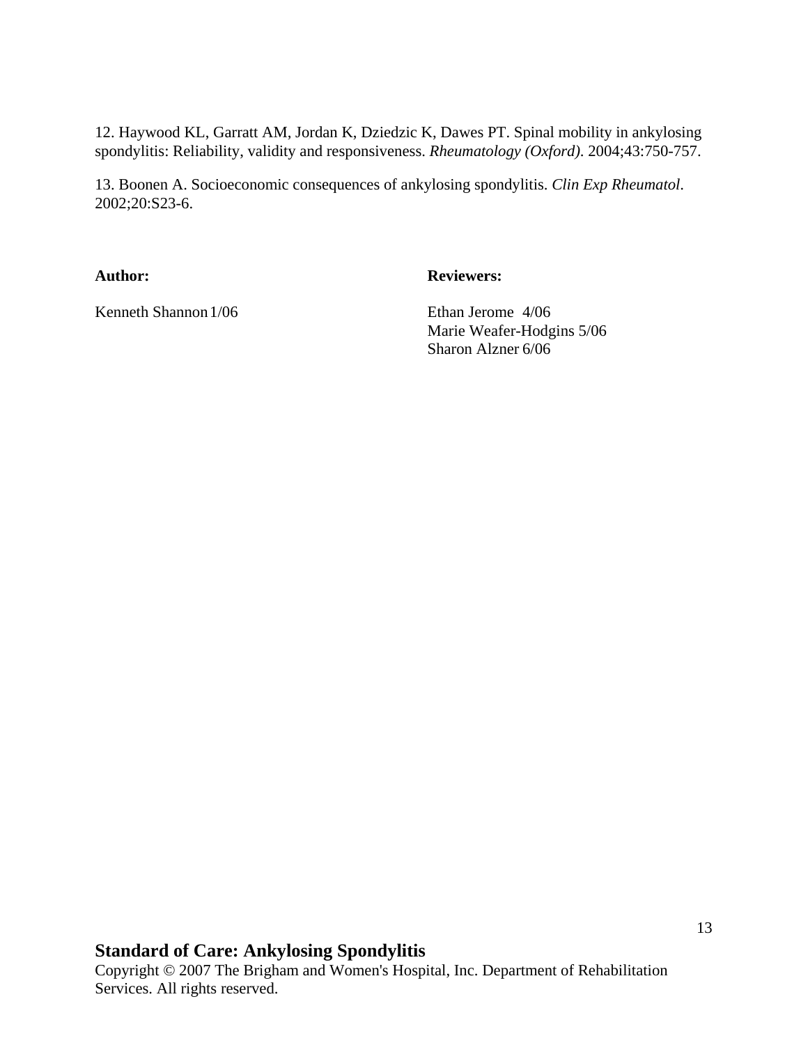12. Haywood KL, Garratt AM, Jordan K, Dziedzic K, Dawes PT. Spinal mobility in ankylosing spondylitis: Reliability, validity and responsiveness. *Rheumatology (Oxford)*. 2004;43:750-757.

13. Boonen A. Socioeconomic consequences of ankylosing spondylitis. *Clin Exp Rheumatol*. 2002;20:S23-6.

**Author:**

Kenneth Shannon 1/06

**Reviewers:**

Ethan Jerome 4/06
Marie Weafer-Hodgins 5/06
Sharon Alzner 6/06